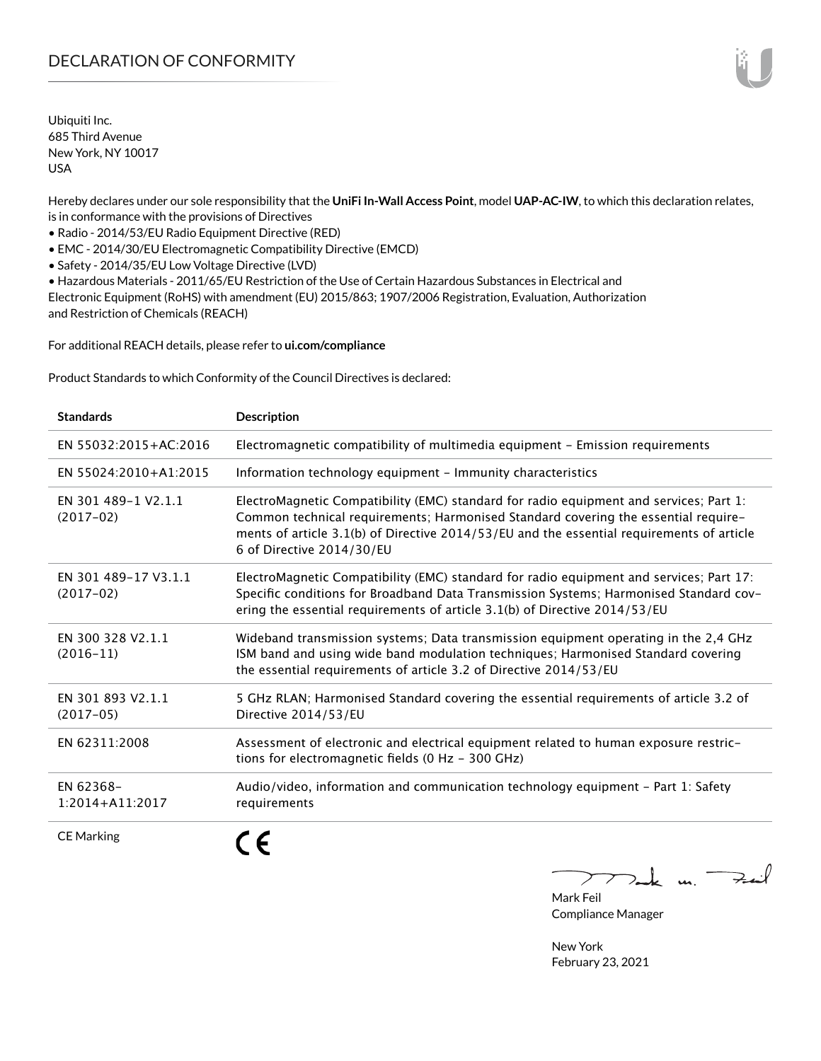# DECLARATION OF CONFORMITY

Ubiquiti Inc.
685 Third Avenue
New York, NY 10017
USA

Hereby declares under our sole responsibility that the **UniFi In-Wall Access Point**, model **UAP-AC-IW**, to which this declaration relates, is in conformance with the provisions of Directives

- Radio - 2014/53/EU Radio Equipment Directive (RED)
- EMC - 2014/30/EU Electromagnetic Compatibility Directive (EMCD)
- Safety - 2014/35/EU Low Voltage Directive (LVD)
- Hazardous Materials - 2011/65/EU Restriction of the Use of Certain Hazardous Substances in Electrical and Electronic Equipment (RoHS) with amendment (EU) 2015/863; 1907/2006 Registration, Evaluation, Authorization and Restriction of Chemicals (REACH)

For additional REACH details, please refer to **ui.com/compliance**

Product Standards to which Conformity of the Council Directives is declared:

| Standards | Description |
|---|---|
| EN 55032:2015+AC:2016 | Electromagnetic compatibility of multimedia equipment – Emission requirements |
| EN 55024:2010+A1:2015 | Information technology equipment – Immunity characteristics |
| EN 301 489-1 V2.1.1 (2017-02) | ElectroMagnetic Compatibility (EMC) standard for radio equipment and services; Part 1: Common technical requirements; Harmonised Standard covering the essential requirements of article 3.1(b) of Directive 2014/53/EU and the essential requirements of article 6 of Directive 2014/30/EU |
| EN 301 489-17 V3.1.1 (2017-02) | ElectroMagnetic Compatibility (EMC) standard for radio equipment and services; Part 17: Specific conditions for Broadband Data Transmission Systems; Harmonised Standard covering the essential requirements of article 3.1(b) of Directive 2014/53/EU |
| EN 300 328 V2.1.1 (2016-11) | Wideband transmission systems; Data transmission equipment operating in the 2,4 GHz ISM band and using wide band modulation techniques; Harmonised Standard covering the essential requirements of article 3.2 of Directive 2014/53/EU |
| EN 301 893 V2.1.1 (2017-05) | 5 GHz RLAN; Harmonised Standard covering the essential requirements of article 3.2 of Directive 2014/53/EU |
| EN 62311:2008 | Assessment of electronic and electrical equipment related to human exposure restrictions for electromagnetic fields (0 Hz - 300 GHz) |
| EN 62368-1:2014+A11:2017 | Audio/video, information and communication technology equipment – Part 1: Safety requirements |
| CE Marking | CE |

Mark Feil
Compliance Manager

New York
February 23, 2021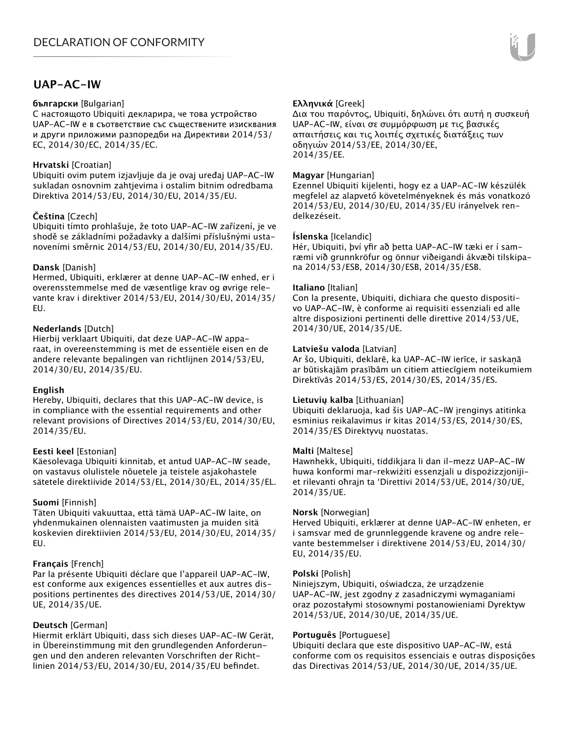# DECLARATION OF CONFORMITY

## UAP-AC-IW

**български** [Bulgarian]
С настоящото Ubiquiti декларира, че това устройство UAP-AC-IW е в съответствие със съществените изисквания и други приложими разпоредби на Директиви 2014/53/ EC, 2014/30/ЕС, 2014/35/ЕС.

**Hrvatski** [Croatian]
Ubiquiti ovim putem izjavljuje da je ovaj uređaj UAP-AC-IW sukladan osnovnim zahtjevima i ostalim bitnim odredbama Direktiva 2014/53/EU, 2014/30/EU, 2014/35/EU.

**Čeština** [Czech]
Ubiquiti tímto prohlašuje, že toto UAP-AC-IW zařízení, je ve shodě se základními požadavky a dalšími příslušnými ustanoveními směrnic 2014/53/EU, 2014/30/EU, 2014/35/EU.

**Dansk** [Danish]
Hermed, Ubiquiti, erklærer at denne UAP-AC-IW enhed, er i overensstemmelse med de væsentlige krav og øvrige relevante krav i direktiver 2014/53/EU, 2014/30/EU, 2014/35/EU.

**Nederlands** [Dutch]
Hierbij verklaart Ubiquiti, dat deze UAP-AC-IW apparaat, in overeenstemming is met de essentiële eisen en de andere relevante bepalingen van richtlijnen 2014/53/EU, 2014/30/EU, 2014/35/EU.

**English**
Hereby, Ubiquiti, declares that this UAP-AC-IW device, is in compliance with the essential requirements and other relevant provisions of Directives 2014/53/EU, 2014/30/EU, 2014/35/EU.

**Eesti keel** [Estonian]
Käesolevaga Ubiquiti kinnitab, et antud UAP-AC-IW seade, on vastavus olulistele nõuetele ja teistele asjakohastele sätetele direktiivide 2014/53/EL, 2014/30/EL, 2014/35/EL.

**Suomi** [Finnish]
Täten Ubiquiti vakuuttaa, että tämä UAP-AC-IW laite, on yhdenmukainen olennaisten vaatimusten ja muiden sitä koskevien direktiivien 2014/53/EU, 2014/30/EU, 2014/35/EU.

**Français** [French]
Par la présente Ubiquiti déclare que l'appareil UAP-AC-IW, est conforme aux exigences essentielles et aux autres dispositions pertinentes des directives 2014/53/UE, 2014/30/UE, 2014/35/UE.

**Deutsch** [German]
Hiermit erklärt Ubiquiti, dass sich dieses UAP-AC-IW Gerät, in Übereinstimmung mit den grundlegenden Anforderungen und den anderen relevanten Vorschriften der Richtlinien 2014/53/EU, 2014/30/EU, 2014/35/EU befindet.

**Ελληνικά** [Greek]
Δια του παρόντος, Ubiquiti, δηλώνει ότι αυτή η συσκευή UAP-AC-IW, είναι σε συμμόρφωση με τις βασικές απαιτήσεις και τις λοιπές σχετικές διατάξεις των οδηγιών 2014/53/EE, 2014/30/EE, 2014/35/EE.

**Magyar** [Hungarian]
Ezennel Ubiquiti kijelenti, hogy ez a UAP-AC-IW készülék megfelel az alapvető követelményeknek és más vonatkozó 2014/53/EU, 2014/30/EU, 2014/35/EU irányelvek rendelkezéseit.

**Íslenska** [Icelandic]
Hér, Ubiquiti, því yfir að þetta UAP-AC-IW tæki er í samræmi við grunnkröfur og önnur viðeigandi ákvæði tilskipana 2014/53/ESB, 2014/30/ESB, 2014/35/ESB.

**Italiano** [Italian]
Con la presente, Ubiquiti, dichiara che questo dispositivo UAP-AC-IW, è conforme ai requisiti essenziali ed alle altre disposizioni pertinenti delle direttive 2014/53/UE, 2014/30/UE, 2014/35/UE.

**Latviešu valoda** [Latvian]
Ar šo, Ubiquiti, deklarē, ka UAP-AC-IW ierīce, ir saskaņā ar būtiskajām prasībām un citiem attiecīgiem noteikumiem Direktīvās 2014/53/ES, 2014/30/ES, 2014/35/ES.

**Lietuvių kalba** [Lithuanian]
Ubiquiti deklaruoja, kad šis UAP-AC-IW įrenginys atitinka esminius reikalavimus ir kitas 2014/53/ES, 2014/30/ES, 2014/35/ES Direktyvų nuostatas.

**Malti** [Maltese]
Hawnhekk, Ubiquiti, tiddikjara li dan il-mezz UAP-AC-IW huwa konformi mar-rekwiżiti essenzjali u dispożizzjonijiet rilevanti oħrajn ta 'Direttivi 2014/53/UE, 2014/30/UE, 2014/35/UE.

**Norsk** [Norwegian]
Herved Ubiquiti, erklærer at denne UAP-AC-IW enheten, er i samsvar med de grunnleggende kravene og andre relevante bestemmelser i direktivene 2014/53/EU, 2014/30/EU, 2014/35/EU.

**Polski** [Polish]
Niniejszym, Ubiquiti, oświadcza, że urządzenie UAP-AC-IW, jest zgodny z zasadniczymi wymaganiami oraz pozostałymi stosownymi postanowieniami Dyrektyw 2014/53/UE, 2014/30/UE, 2014/35/UE.

**Português** [Portuguese]
Ubiquiti declara que este dispositivo UAP-AC-IW, está conforme com os requisitos essenciais e outras disposições das Directivas 2014/53/UE, 2014/30/UE, 2014/35/UE.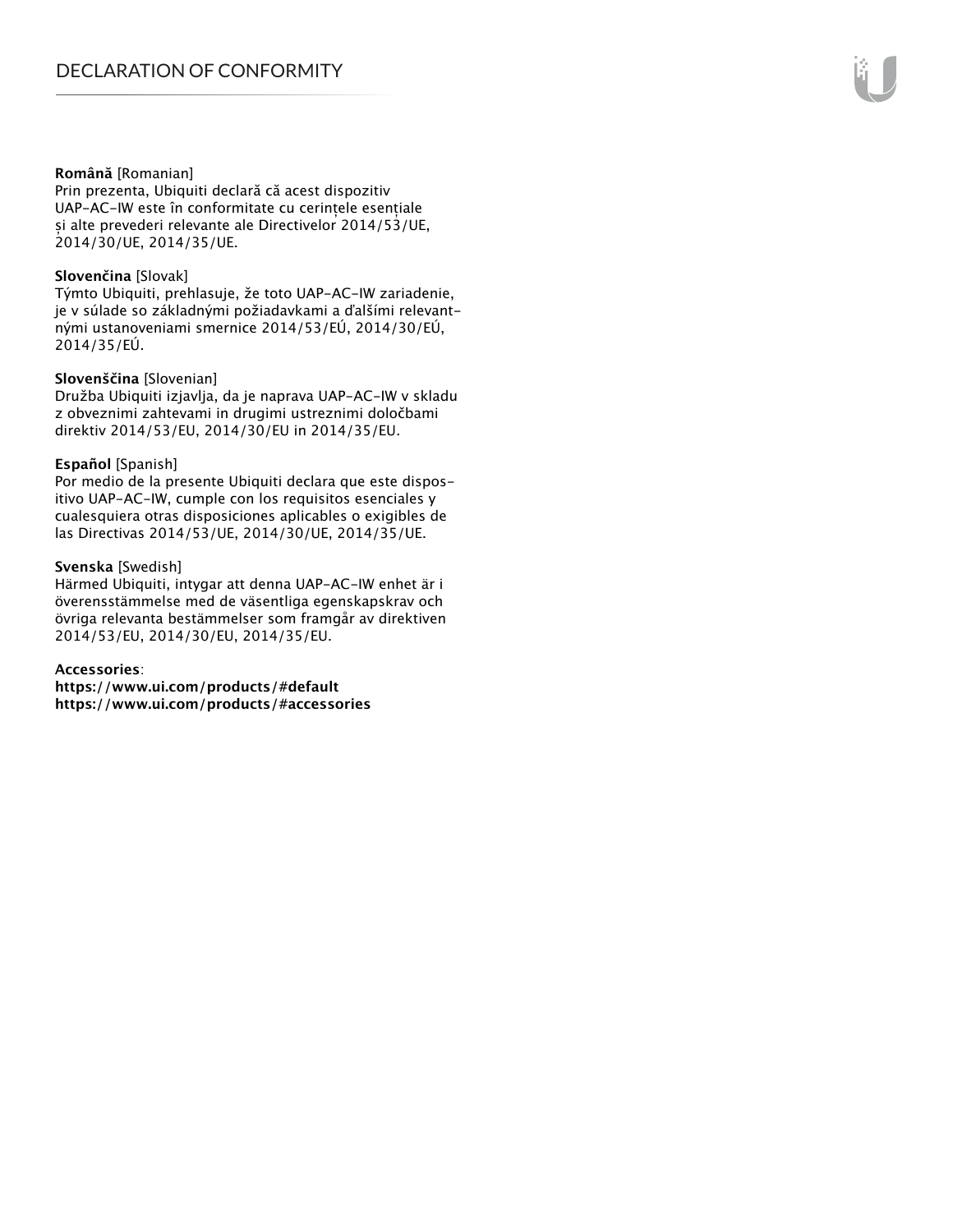**Română** [Romanian]
Prin prezenta, Ubiquiti declară că acest dispozitiv UAP-AC-IW este în conformitate cu cerințele esențiale și alte prevederi relevante ale Directivelor 2014/53/UE, 2014/30/UE, 2014/35/UE.

**Slovenčina** [Slovak]
Týmto Ubiquiti, prehlasuje, že toto UAP-AC-IW zariadenie, je v súlade so základnými požiadavkami a ďalšími relevant-nými ustanoveniami smernice 2014/53/EÚ, 2014/30/EÚ, 2014/35/EÚ.

**Slovenščina** [Slovenian]
Družba Ubiquiti izjavlja, da je naprava UAP-AC-IW v skladu z obveznimi zahtevami in drugimi ustreznimi določbami direktiv 2014/53/EU, 2014/30/EU in 2014/35/EU.

**Español** [Spanish]
Por medio de la presente Ubiquiti declara que este dispos-itivo UAP-AC-IW, cumple con los requisitos esenciales y cualesquiera otras disposiciones aplicables o exigibles de las Directivas 2014/53/UE, 2014/30/UE, 2014/35/UE.

**Svenska** [Swedish]
Härmed Ubiquiti, intygar att denna UAP-AC-IW enhet är i överensstämmelse med de väsentliga egenskapskrav och övriga relevanta bestämmelser som framgår av direktiven 2014/53/EU, 2014/30/EU, 2014/35/EU.

**Accessories**:
**https://www.ui.com/products/#default**
**https://www.ui.com/products/#accessories**